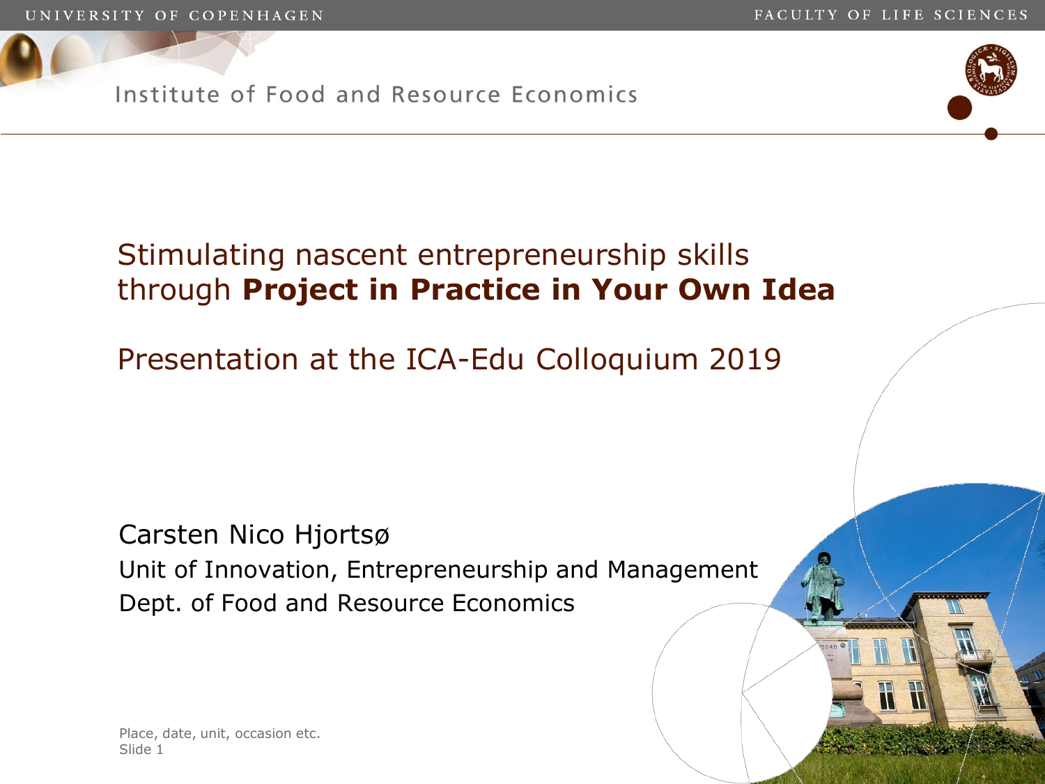# Stimulating nascent entrepreneurship skills through **Project in Practice in Your Own Idea**

## Presentation at the ICA-Edu Colloquium 2019

Carsten Nico Hjortsø
Unit of Innovation, Entrepreneurship and Management
Dept. of Food and Resource Economics

Place, date, unit, occasion etc.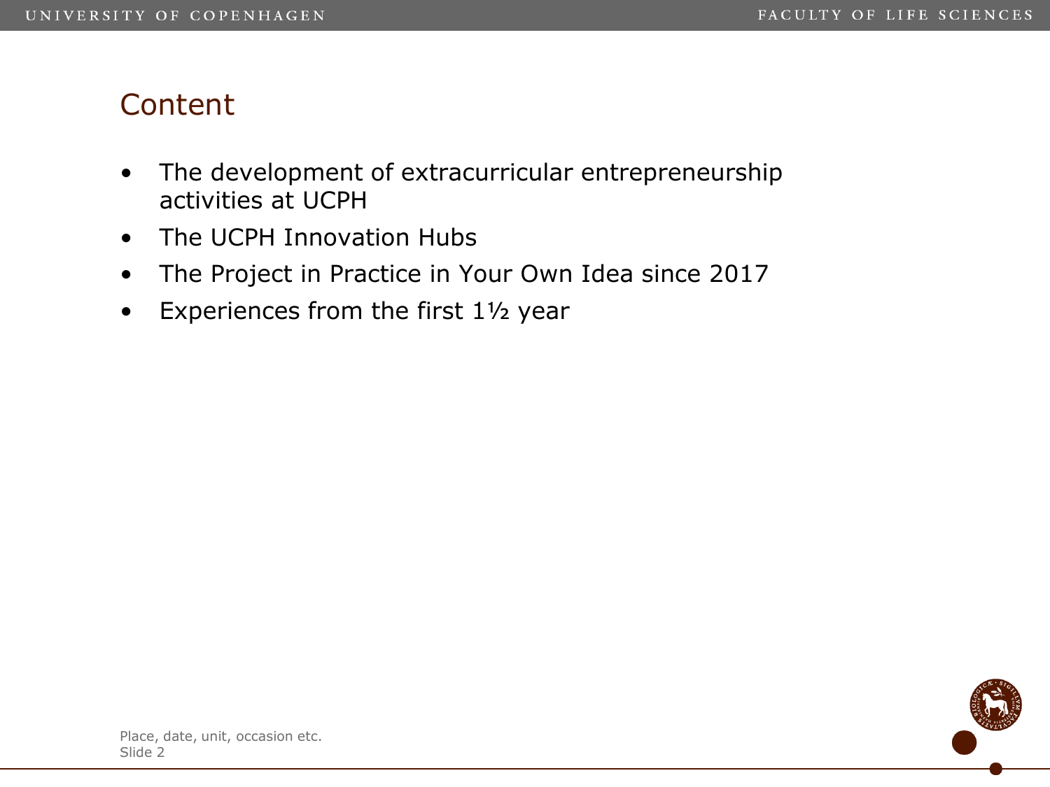## Content

- The development of extracurricular entrepreneurship activities at UCPH
- The UCPH Innovation Hubs
- The Project in Practice in Your Own Idea since 2017
- Experiences from the first 1½ year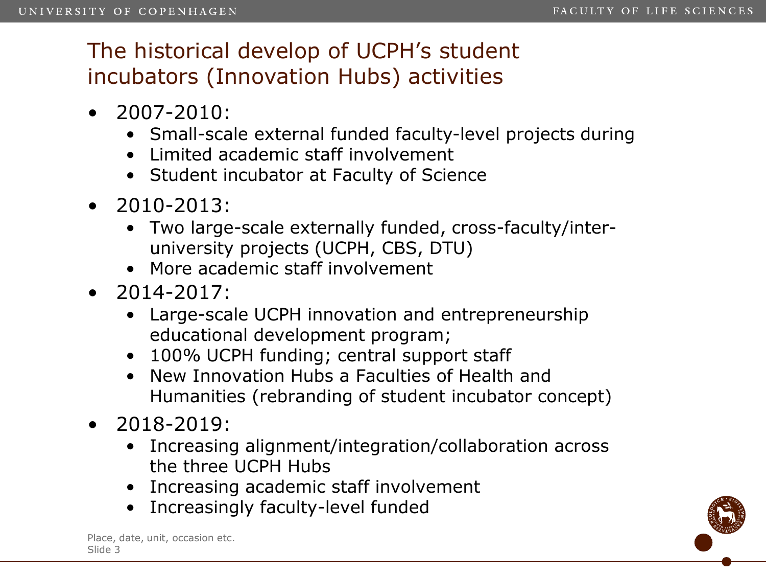# The historical develop of UCPH's student incubators (Innovation Hubs) activities

- 2007-2010:
  - Small-scale external funded faculty-level projects during
  - Limited academic staff involvement
  - Student incubator at Faculty of Science
- 2010-2013:
  - Two large-scale externally funded, cross-faculty/inter-university projects (UCPH, CBS, DTU)
  - More academic staff involvement
- 2014-2017:
  - Large-scale UCPH innovation and entrepreneurship educational development program;
  - 100% UCPH funding; central support staff
  - New Innovation Hubs a Faculties of Health and Humanities (rebranding of student incubator concept)
- 2018-2019:
  - Increasing alignment/integration/collaboration across the three UCPH Hubs
  - Increasing academic staff involvement
  - Increasingly faculty-level funded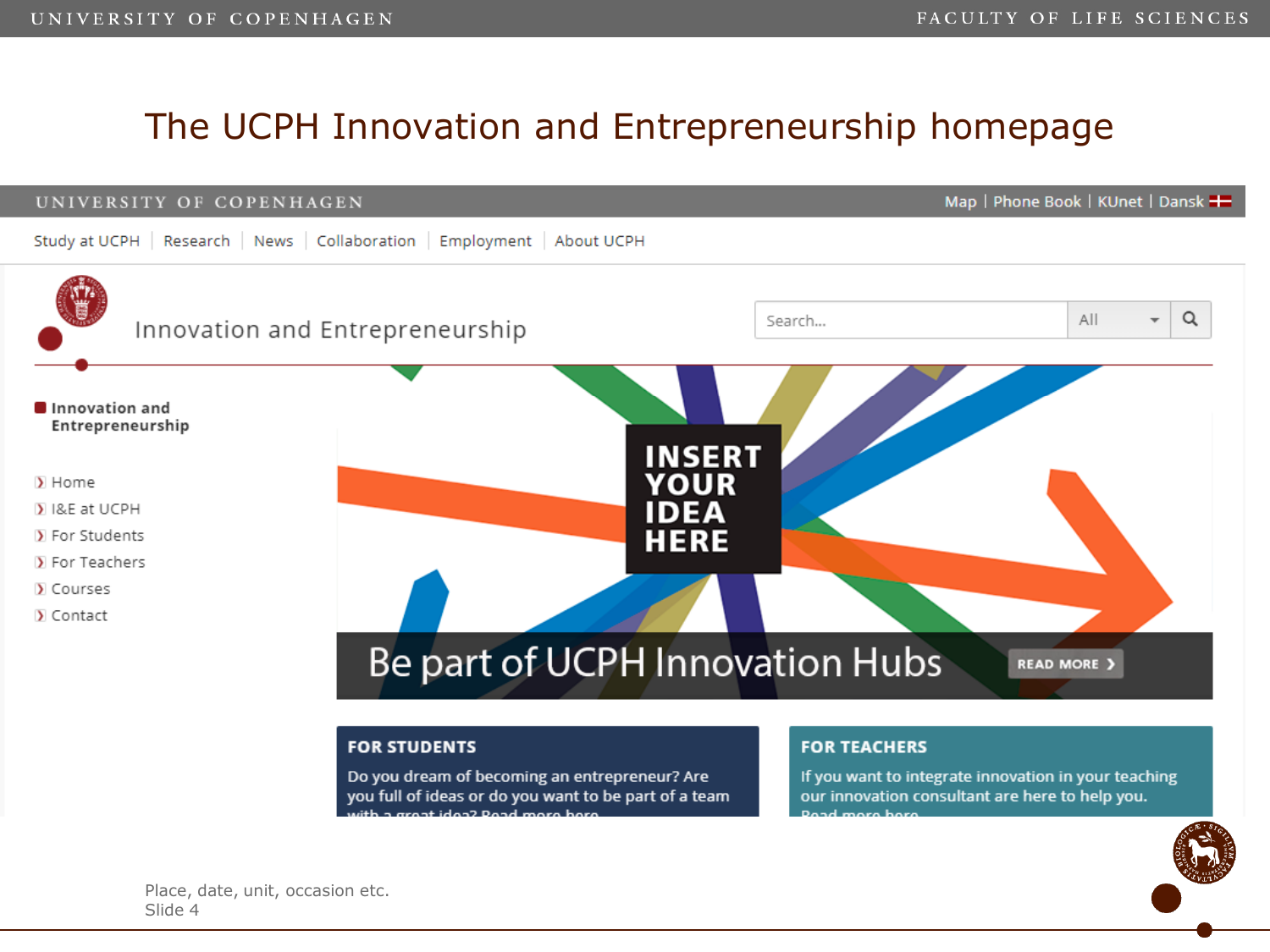# The UCPH Innovation and Entrepreneurship homepage

UNIVERSITY OF COPENHAGEN

Map | Phone Book | KUnet | Dansk

Study at UCPH | Research | News | Collaboration | Employment | About UCPH

Innovation and Entrepreneurship

Search... All

**Innovation and Entrepreneurship**

- Home
- I&E at UCPH
- For Students
- For Teachers
- Courses
- Contact

INSERT YOUR IDEA HERE

Be part of UCPH Innovation Hubs

READ MORE

**FOR STUDENTS**

Do you dream of becoming an entrepreneur? Are you full of ideas or do you want to be part of a team with a great idea? Read more here

**FOR TEACHERS**

If you want to integrate innovation in your teaching our innovation consultant are here to help you. Read more here

Place, date, unit, occasion etc.
Slide 4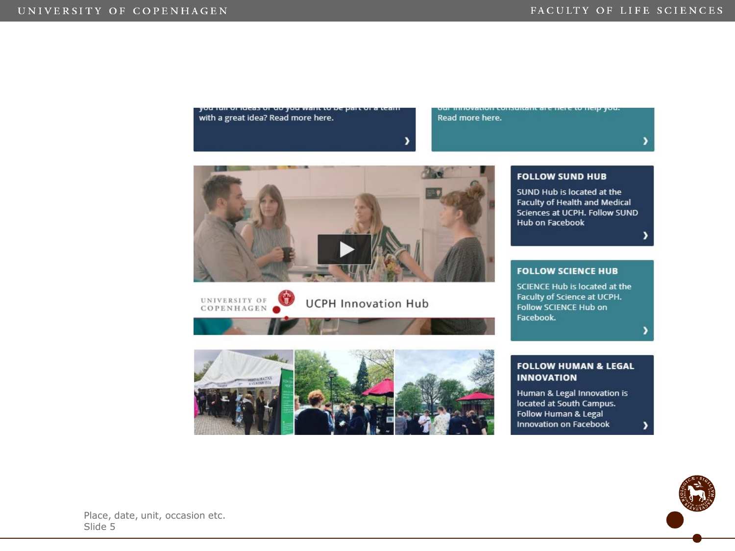with a great idea? Read more here.

Read more here.

UNIVERSITY OF COPENHAGEN

UCPH Innovation Hub

**FOLLOW SUND HUB**

SUND Hub is located at the Faculty of Health and Medical Sciences at UCPH. Follow SUND Hub on Facebook

**FOLLOW SCIENCE HUB**

SCIENCE Hub is located at the Faculty of Science at UCPH. Follow SCIENCE Hub on Facebook.

**FOLLOW HUMAN & LEGAL INNOVATION**

Human & Legal Innovation is located at South Campus. Follow Human & Legal Innovation on Facebook

Place, date, unit, occasion etc.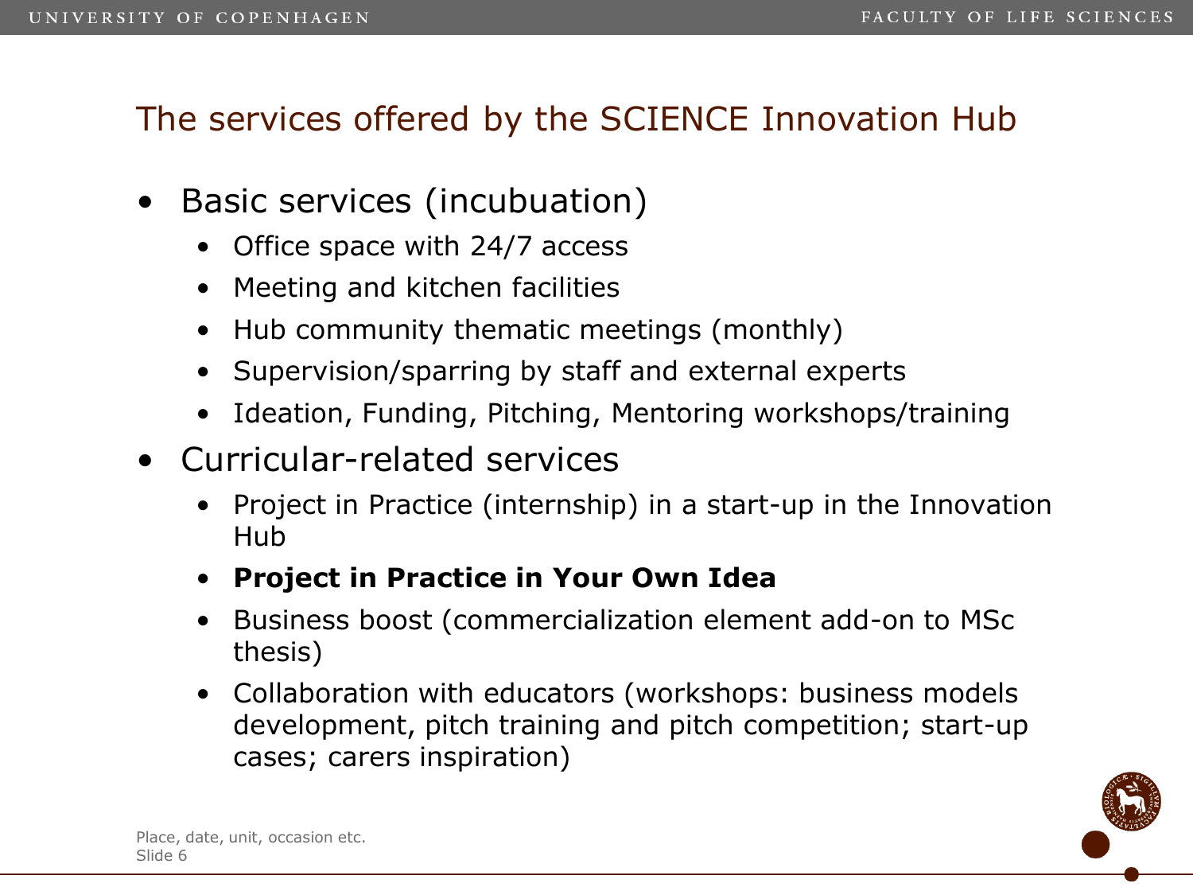# The services offered by the SCIENCE Innovation Hub

- Basic services (incubuation)
  - Office space with 24/7 access
  - Meeting and kitchen facilities
  - Hub community thematic meetings (monthly)
  - Supervision/sparring by staff and external experts
  - Ideation, Funding, Pitching, Mentoring workshops/training
- Curricular-related services
  - Project in Practice (internship) in a start-up in the Innovation Hub
  - **Project in Practice in Your Own Idea**
  - Business boost (commercialization element add-on to MSc thesis)
  - Collaboration with educators (workshops: business models development, pitch training and pitch competition; start-up cases; carers inspiration)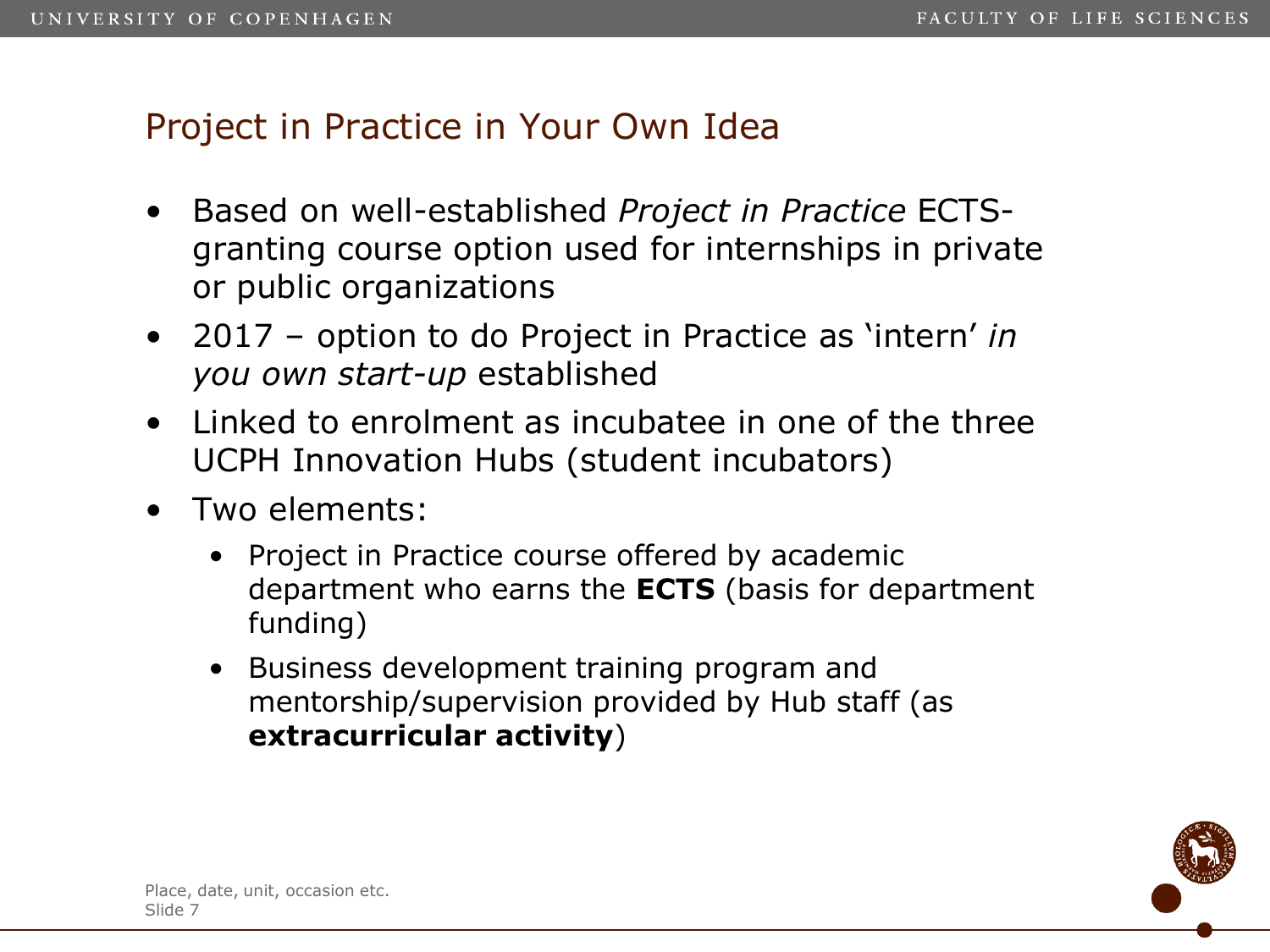# Project in Practice in Your Own Idea

- Based on well-established *Project in Practice* ECTS-granting course option used for internships in private or public organizations
- 2017 – option to do Project in Practice as 'intern' *in you own start-up* established
- Linked to enrolment as incubatee in one of the three UCPH Innovation Hubs (student incubators)
- Two elements:
  - Project in Practice course offered by academic department who earns the **ECTS** (basis for department funding)
  - Business development training program and mentorship/supervision provided by Hub staff (as **extracurricular activity**)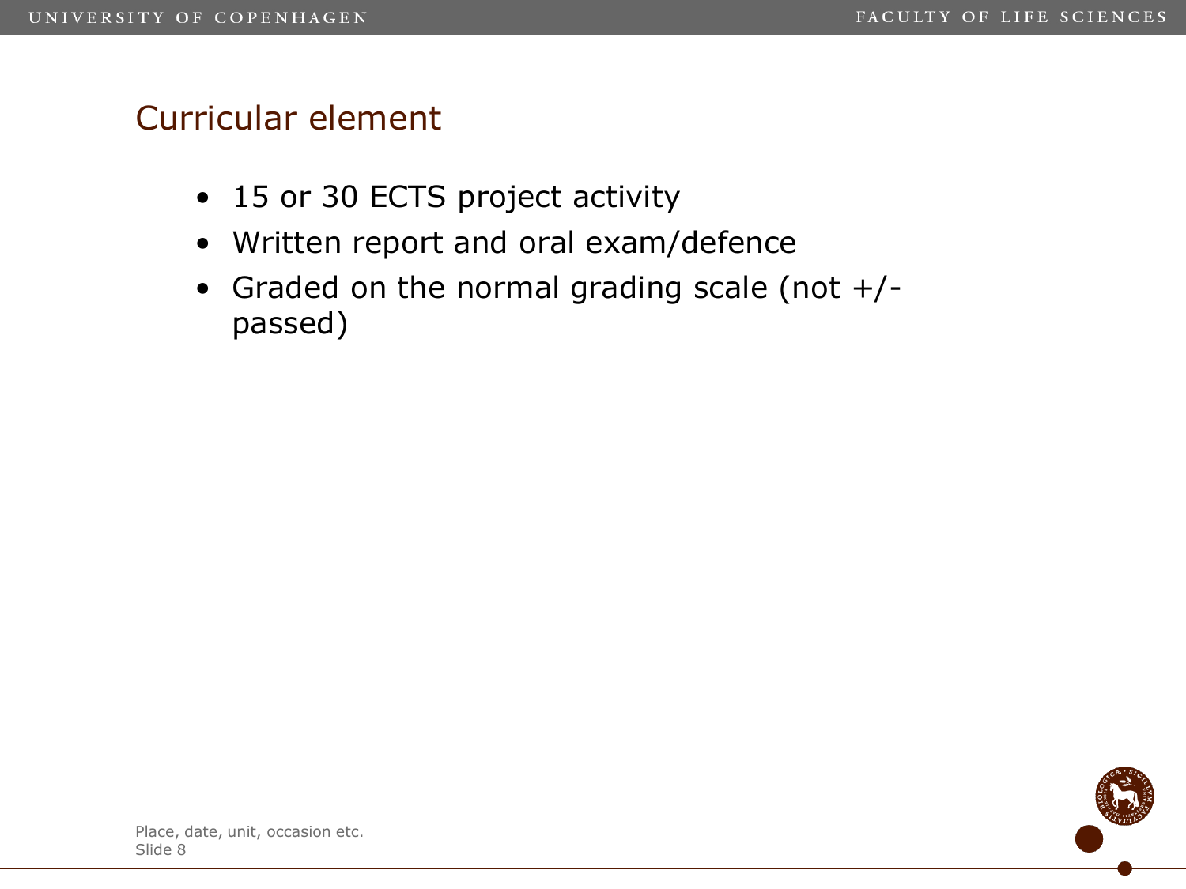## Curricular element

- 15 or 30 ECTS project activity
- Written report and oral exam/defence
- Graded on the normal grading scale (not +/- passed)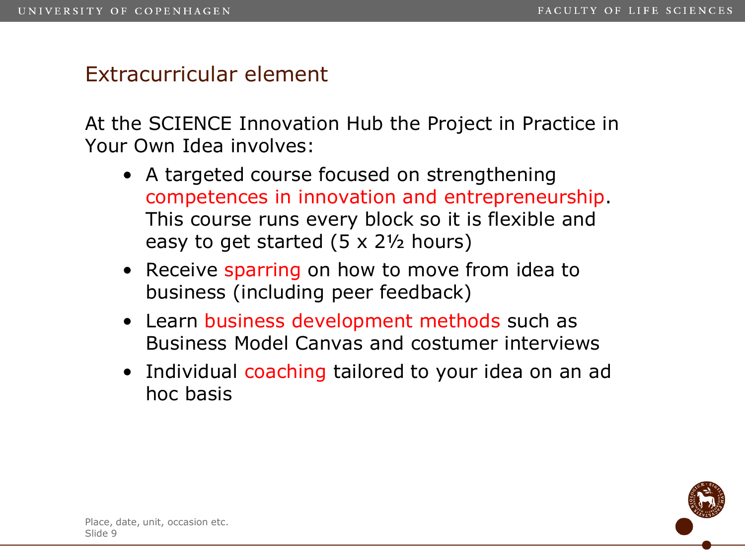## Extracurricular element

At the SCIENCE Innovation Hub the Project in Practice in Your Own Idea involves:

- A targeted course focused on strengthening competences in innovation and entrepreneurship. This course runs every block so it is flexible and easy to get started (5 x 2½ hours)
- Receive sparring on how to move from idea to business (including peer feedback)
- Learn business development methods such as Business Model Canvas and costumer interviews
- Individual coaching tailored to your idea on an ad hoc basis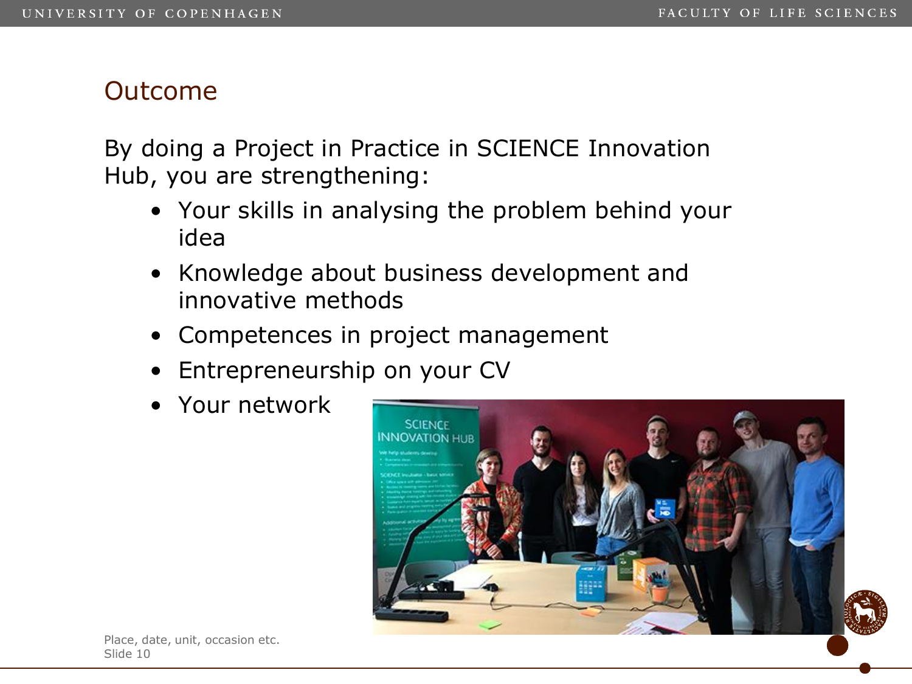## Outcome

By doing a Project in Practice in SCIENCE Innovation Hub, you are strengthening:

- Your skills in analysing the problem behind your idea
- Knowledge about business development and innovative methods
- Competences in project management
- Entrepreneurship on your CV
- Your network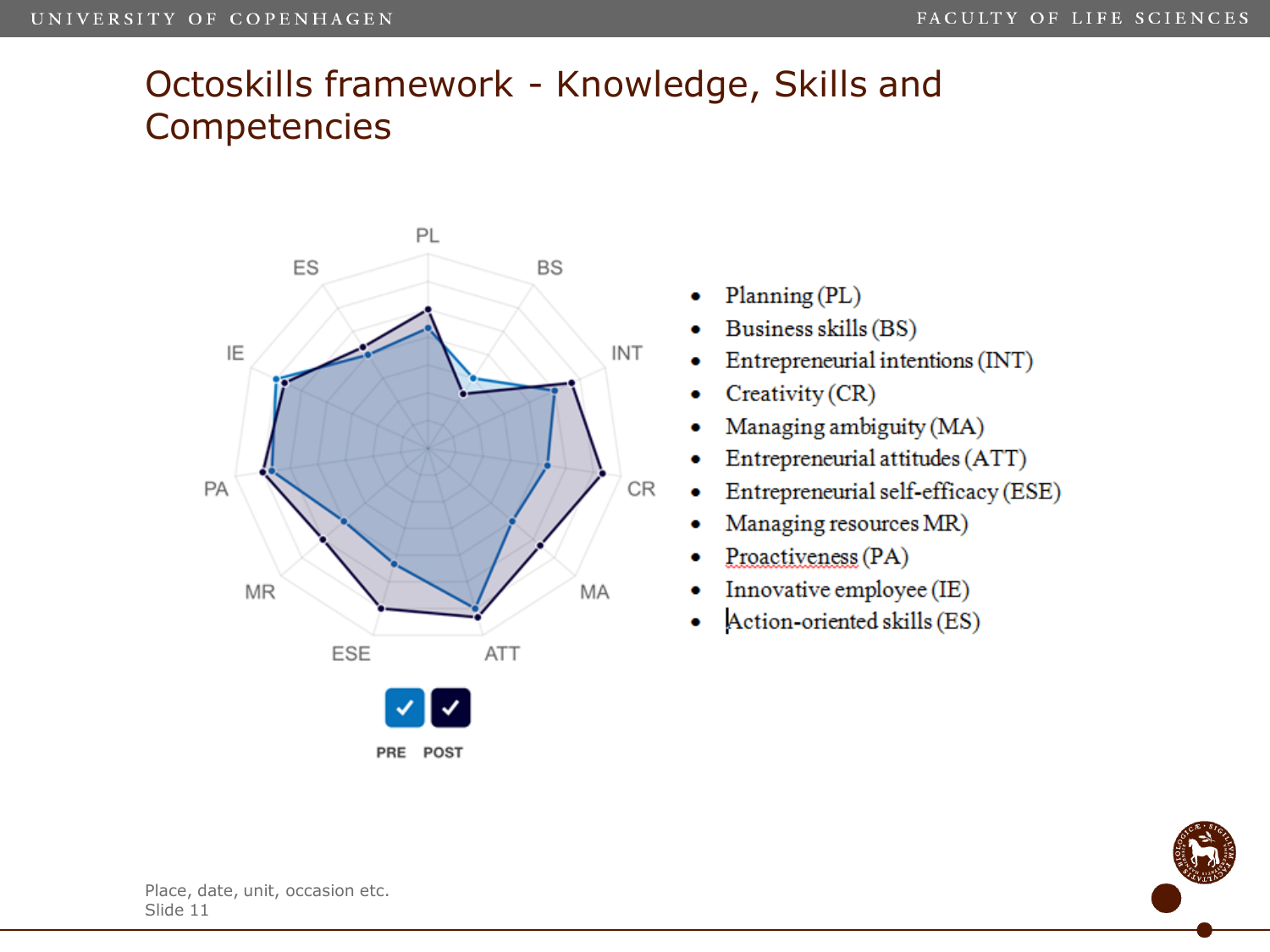# Octoskills framework - Knowledge, Skills and Competencies

- Planning (PL)
- Business skills (BS)
- Entrepreneurial intentions (INT)
- Creativity (CR)
- Managing ambiguity (MA)
- Entrepreneurial attitudes (ATT)
- Entrepreneurial self-efficacy (ESE)
- Managing resources MR)
- Proactiveness (PA)
- Innovative employee (IE)
- Action-oriented skills (ES)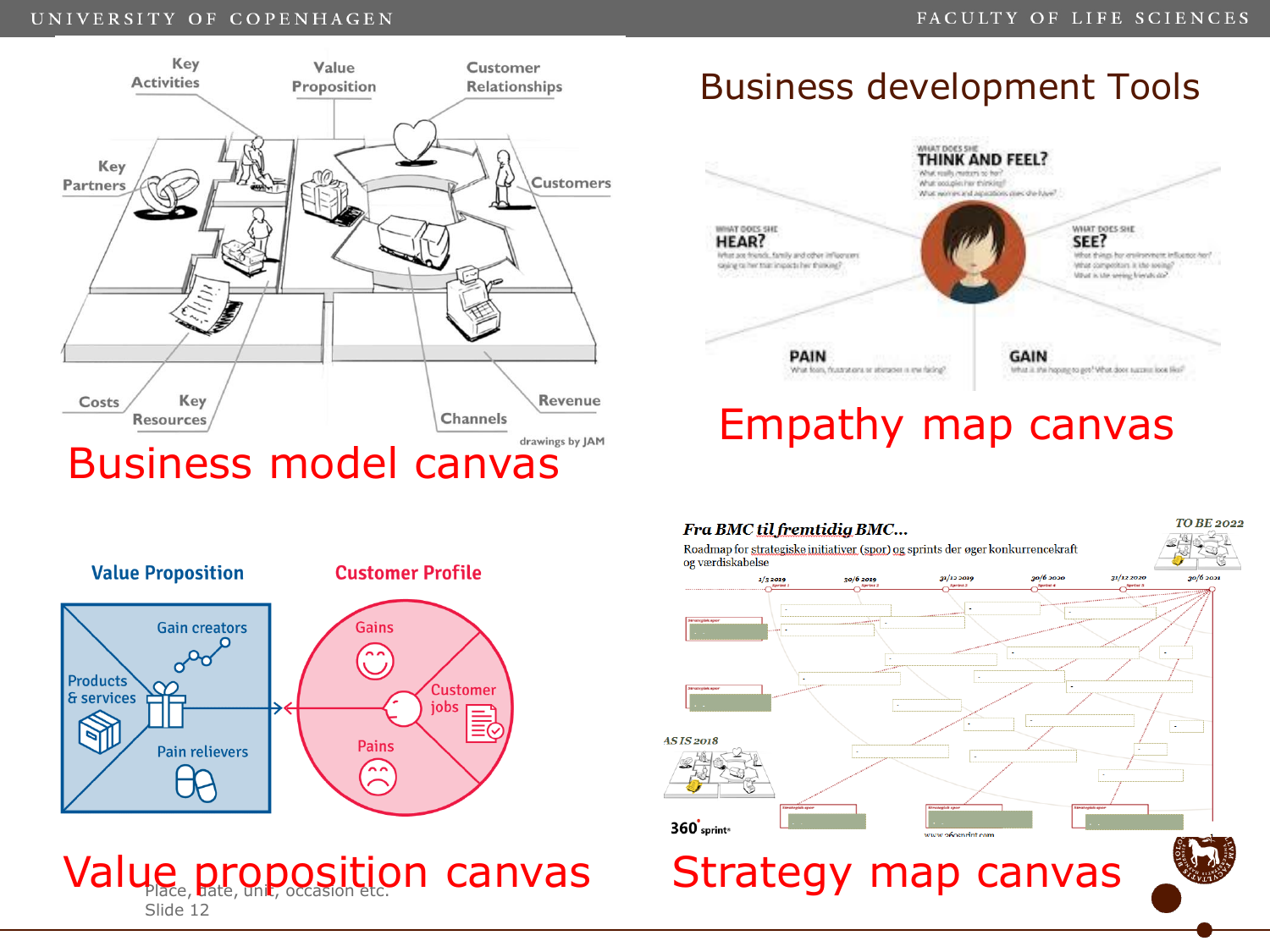# Business development Tools

Key Activities

Value Proposition

Customer Relationships

Key Partners

Customers

Costs

Key Resources

Channels

Revenue

drawings by JAM

Business model canvas

WHAT DOES SHE THINK AND FEEL?

WHAT DOES SHE HEAR?

WHAT DOES SHE SEE?

PAIN

GAIN

Empathy map canvas

Value Proposition

Customer Profile

Gain creators

Products & services

Pain relievers

Gains

Customer jobs

Pains

Value proposition canvas

*Fra BMC til fremtidig BMC…*

Roadmap for strategiske initiativer (spor) og sprints der øger konkurrencekraft og værdiskabelse

TO BE 2022

AS IS 2018

360° sprint

Strategy map canvas

Place, date, unit, occasion etc.
Slide 12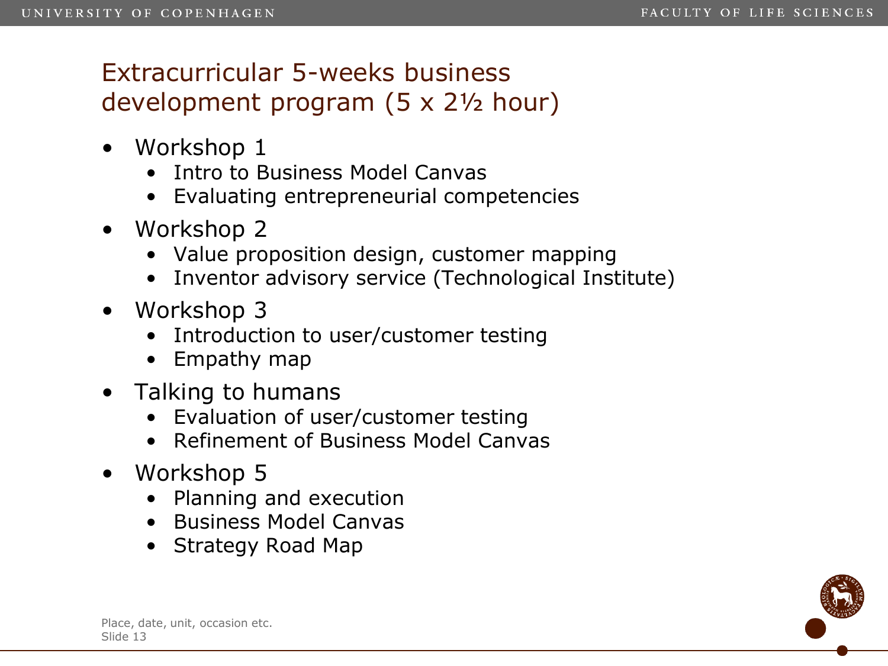# Extracurricular 5-weeks business development program (5 x 2½ hour)

- Workshop 1
  - Intro to Business Model Canvas
  - Evaluating entrepreneurial competencies
- Workshop 2
  - Value proposition design, customer mapping
  - Inventor advisory service (Technological Institute)
- Workshop 3
  - Introduction to user/customer testing
  - Empathy map
- Talking to humans
  - Evaluation of user/customer testing
  - Refinement of Business Model Canvas
- Workshop 5
  - Planning and execution
  - Business Model Canvas
  - Strategy Road Map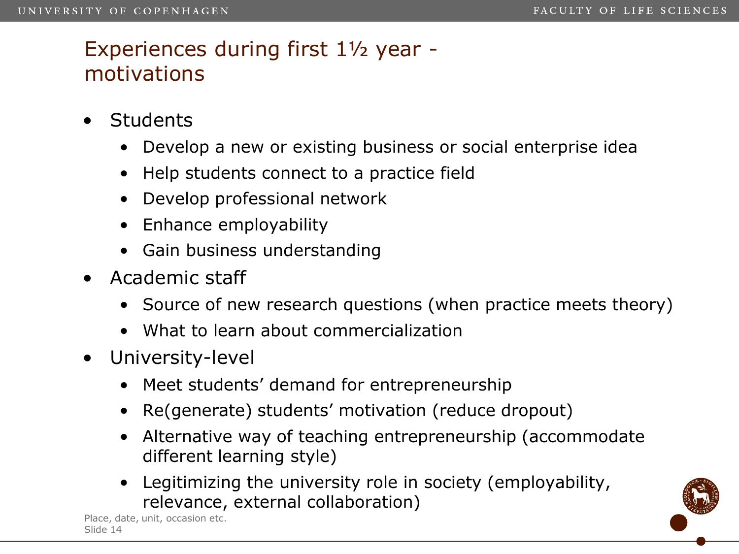# Experiences during first 1½ year - motivations

- Students
  - Develop a new or existing business or social enterprise idea
  - Help students connect to a practice field
  - Develop professional network
  - Enhance employability
  - Gain business understanding
- Academic staff
  - Source of new research questions (when practice meets theory)
  - What to learn about commercialization
- University-level
  - Meet students' demand for entrepreneurship
  - Re(generate) students' motivation (reduce dropout)
  - Alternative way of teaching entrepreneurship (accommodate different learning style)
  - Legitimizing the university role in society (employability, relevance, external collaboration)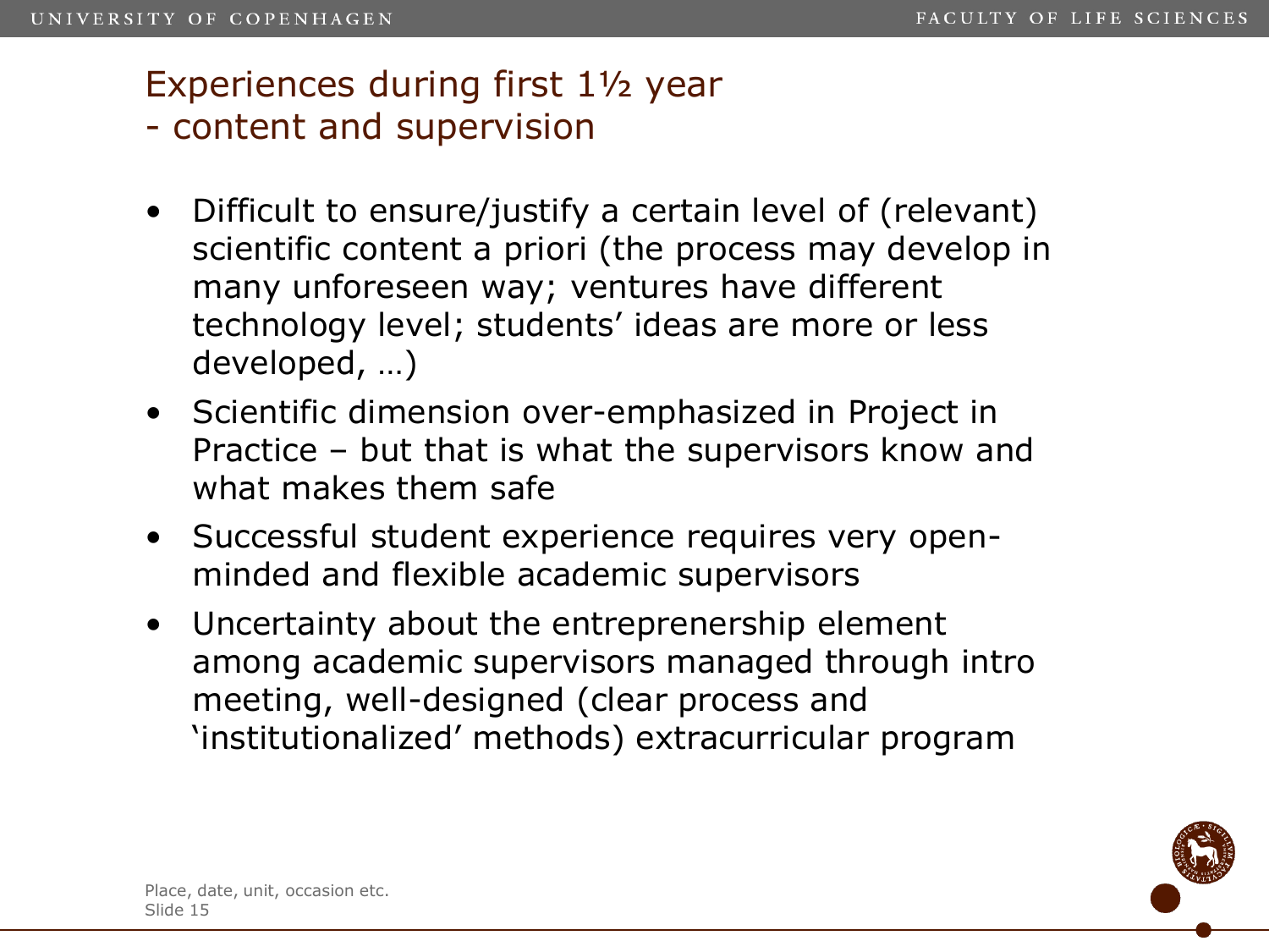## Experiences during first 1½ year
## - content and supervision

- Difficult to ensure/justify a certain level of (relevant) scientific content a priori (the process may develop in many unforeseen way; ventures have different technology level; students' ideas are more or less developed, …)
- Scientific dimension over-emphasized in Project in Practice – but that is what the supervisors know and what makes them safe
- Successful student experience requires very open-minded and flexible academic supervisors
- Uncertainty about the entreprenership element among academic supervisors managed through intro meeting, well-designed (clear process and 'institutionalized' methods) extracurricular program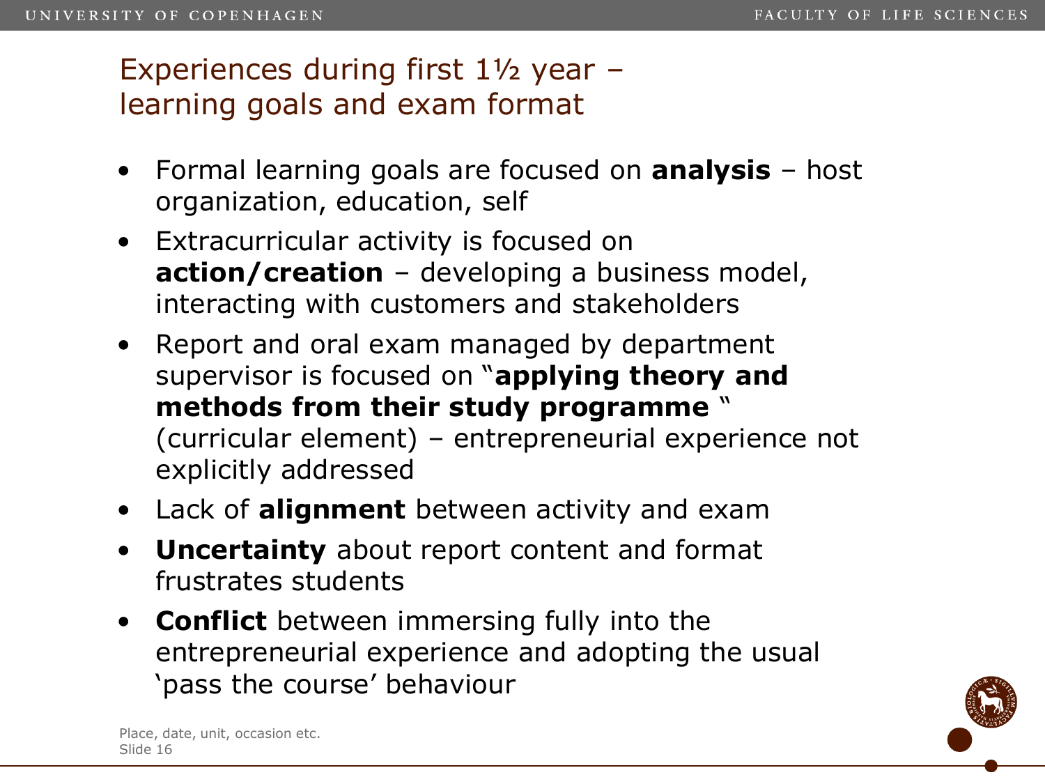## Experiences during first 1½ year – learning goals and exam format

- Formal learning goals are focused on **analysis** – host organization, education, self
- Extracurricular activity is focused on **action/creation** – developing a business model, interacting with customers and stakeholders
- Report and oral exam managed by department supervisor is focused on "**applying theory and methods from their study programme** " (curricular element) – entrepreneurial experience not explicitly addressed
- Lack of **alignment** between activity and exam
- **Uncertainty** about report content and format frustrates students
- **Conflict** between immersing fully into the entrepreneurial experience and adopting the usual 'pass the course' behaviour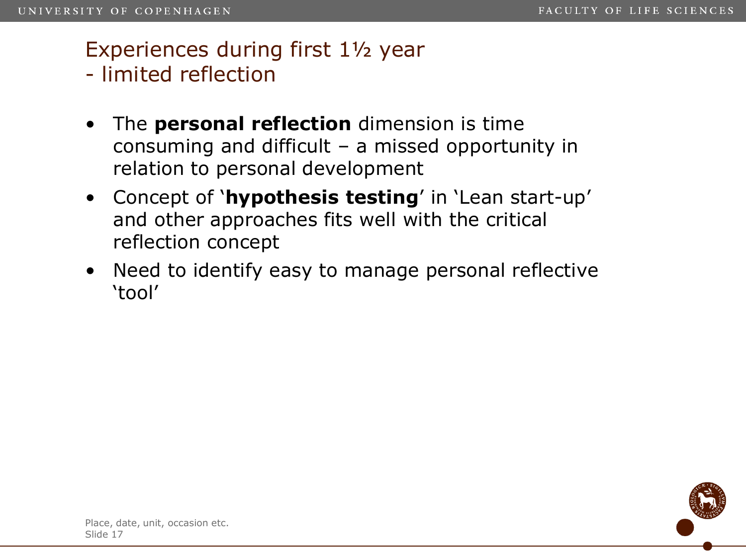# Experiences during first 1½ year
# - limited reflection

- The **personal reflection** dimension is time consuming and difficult – a missed opportunity in relation to personal development
- Concept of '**hypothesis testing**' in 'Lean start-up' and other approaches fits well with the critical reflection concept
- Need to identify easy to manage personal reflective 'tool'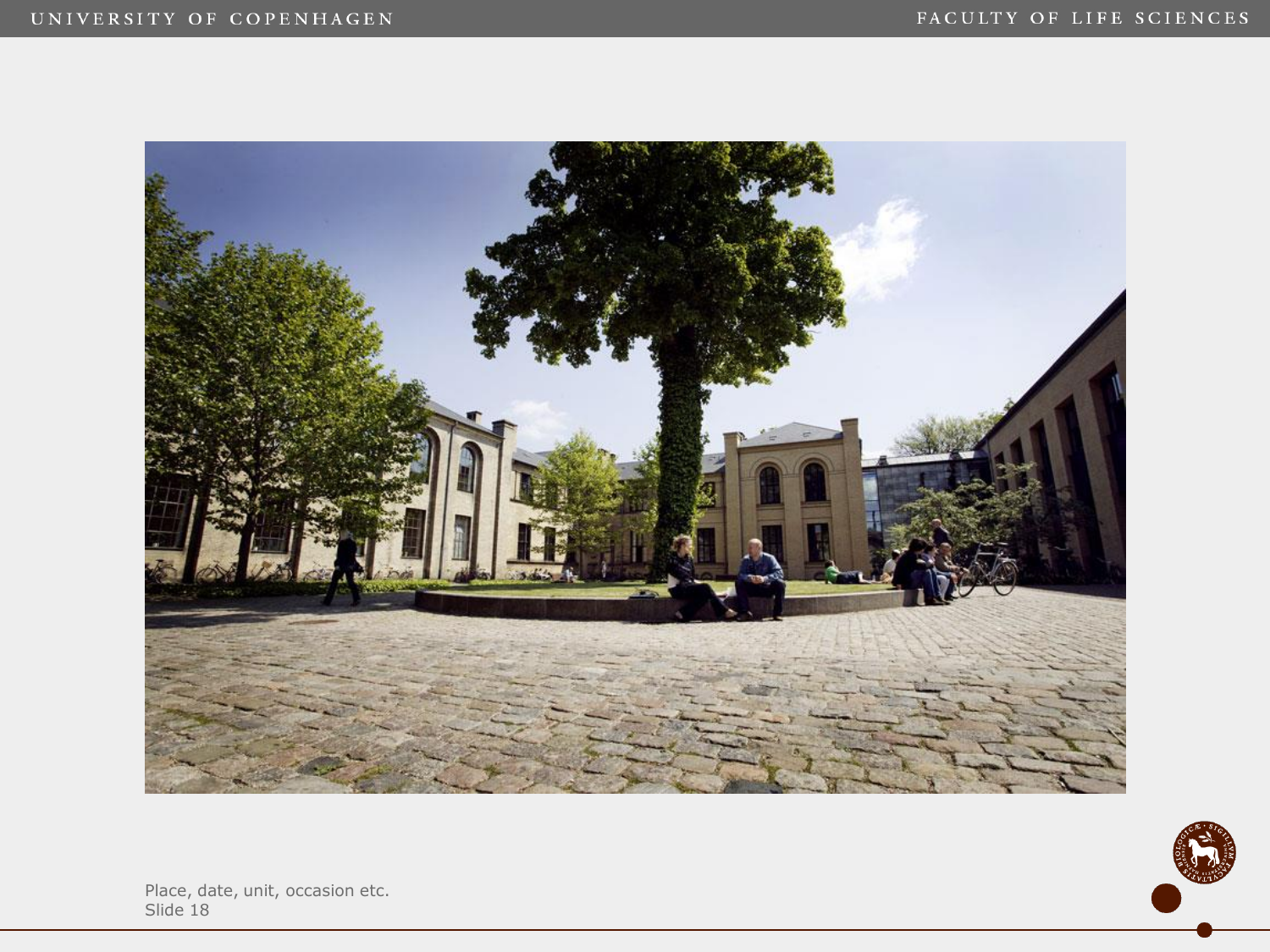Place, date, unit, occasion etc.